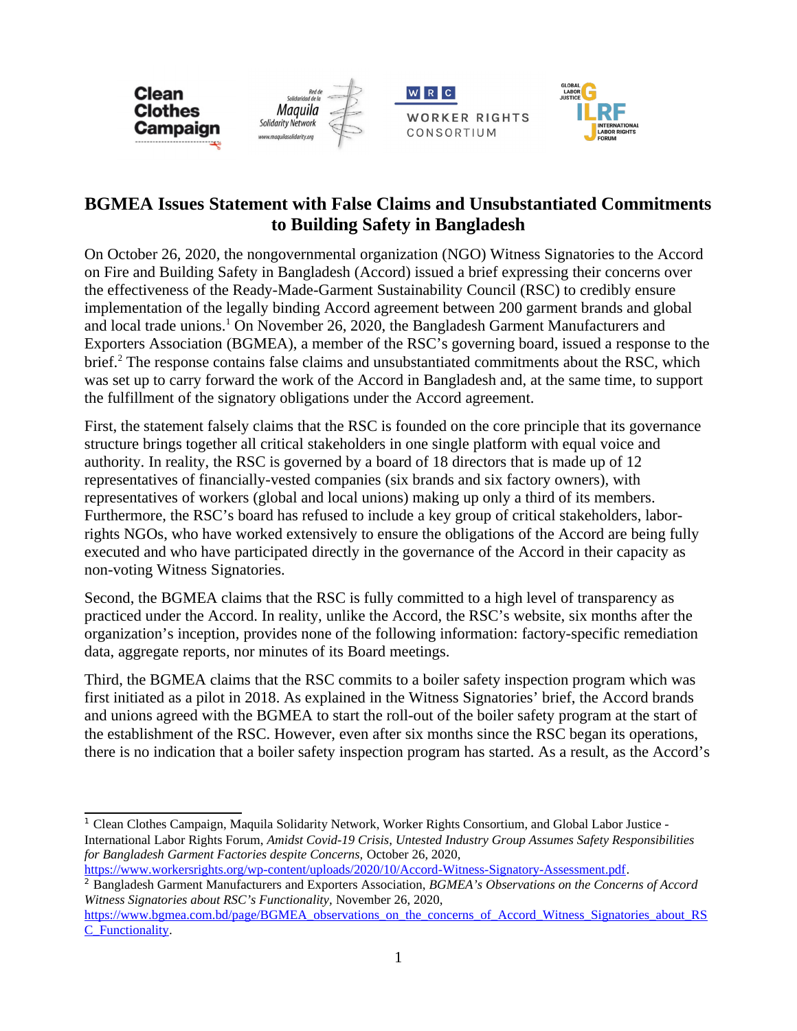# BGMEA Issues Statement with False Claims and Unsubstantiated Commitments to Building Safety in Bangladesh

On October 26, 2020, the nongovernmental organization (NGO) Witness Signatories to the Accord on Fire and Building Safety in Bangladesh (Accord) issued a brief expressing their concerns over the effectiveness of the Ready-Made-Garment Sustainability Council (RSC) to credibly ensure implementation of the legally binding Accord agreement between 200 garment brands and global and local trade unions.[1] On November 26, 2020, the Bangladesh Garment Manufacturers and Exporters Association (BGMEA), a member of the RSC's governing board, issued a response to the brief.[2] The response contains false claims and unsubstantiated commitments about the RSC, which was set up to carry forward the work of the Accord in Bangladesh and, at the same time, to support the fulfillment of the signatory obligations under the Accord agreement.

First, the statement falsely claims that the RSC is founded on the core principle that its governance structure brings together all critical stakeholders in one single platform with equal voice and authority. In reality, the RSC is governed by a board of 18 directors that is made up of 12 representatives of financially-vested companies (six brands and six factory owners), with representatives of workers (global and local unions) making up only a third of its members. Furthermore, the RSC's board has refused to include a key group of critical stakeholders, labor-rights NGOs, who have worked extensively to ensure the obligations of the Accord are being fully executed and who have participated directly in the governance of the Accord in their capacity as non-voting Witness Signatories.

Second, the BGMEA claims that the RSC is fully committed to a high level of transparency as practiced under the Accord. In reality, unlike the Accord, the RSC's website, six months after the organization's inception, provides none of the following information: factory-specific remediation data, aggregate reports, nor minutes of its Board meetings.

Third, the BGMEA claims that the RSC commits to a boiler safety inspection program which was first initiated as a pilot in 2018. As explained in the Witness Signatories' brief, the Accord brands and unions agreed with the BGMEA to start the roll-out of the boiler safety program at the start of the establishment of the RSC. However, even after six months since the RSC began its operations, there is no indication that a boiler safety inspection program has started. As a result, as the Accord's

---

[1] Clean Clothes Campaign, Maquila Solidarity Network, Worker Rights Consortium, and Global Labor Justice - International Labor Rights Forum, *Amidst Covid-19 Crisis, Untested Industry Group Assumes Safety Responsibilities for Bangladesh Garment Factories despite Concerns,* October 26, 2020, https://www.workersrights.org/wp-content/uploads/2020/10/Accord-Witness-Signatory-Assessment.pdf.

[2] Bangladesh Garment Manufacturers and Exporters Association, *BGMEA's Observations on the Concerns of Accord Witness Signatories about RSC's Functionality,* November 26, 2020, https://www.bgmea.com.bd/page/BGMEA_observations_on_the_concerns_of_Accord_Witness_Signatories_about_RSC_Functionality.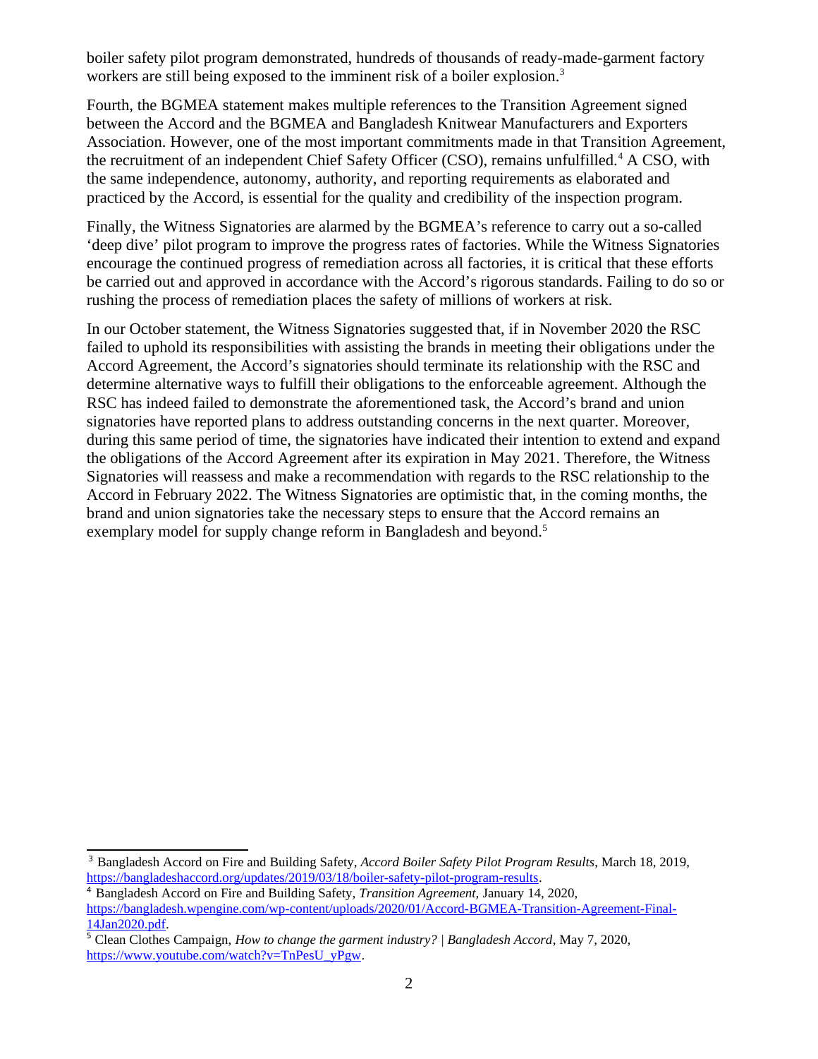boiler safety pilot program demonstrated, hundreds of thousands of ready-made-garment factory workers are still being exposed to the imminent risk of a boiler explosion.[3]

Fourth, the BGMEA statement makes multiple references to the Transition Agreement signed between the Accord and the BGMEA and Bangladesh Knitwear Manufacturers and Exporters Association. However, one of the most important commitments made in that Transition Agreement, the recruitment of an independent Chief Safety Officer (CSO), remains unfulfilled.[4] A CSO, with the same independence, autonomy, authority, and reporting requirements as elaborated and practiced by the Accord, is essential for the quality and credibility of the inspection program.

Finally, the Witness Signatories are alarmed by the BGMEA's reference to carry out a so-called 'deep dive' pilot program to improve the progress rates of factories. While the Witness Signatories encourage the continued progress of remediation across all factories, it is critical that these efforts be carried out and approved in accordance with the Accord's rigorous standards. Failing to do so or rushing the process of remediation places the safety of millions of workers at risk.

In our October statement, the Witness Signatories suggested that, if in November 2020 the RSC failed to uphold its responsibilities with assisting the brands in meeting their obligations under the Accord Agreement, the Accord's signatories should terminate its relationship with the RSC and determine alternative ways to fulfill their obligations to the enforceable agreement. Although the RSC has indeed failed to demonstrate the aforementioned task, the Accord's brand and union signatories have reported plans to address outstanding concerns in the next quarter. Moreover, during this same period of time, the signatories have indicated their intention to extend and expand the obligations of the Accord Agreement after its expiration in May 2021. Therefore, the Witness Signatories will reassess and make a recommendation with regards to the RSC relationship to the Accord in February 2022. The Witness Signatories are optimistic that, in the coming months, the brand and union signatories take the necessary steps to ensure that the Accord remains an exemplary model for supply change reform in Bangladesh and beyond.[5]

---

[3] Bangladesh Accord on Fire and Building Safety, *Accord Boiler Safety Pilot Program Results*, March 18, 2019, https://bangladeshaccord.org/updates/2019/03/18/boiler-safety-pilot-program-results.

[4] Bangladesh Accord on Fire and Building Safety, *Transition Agreement*, January 14, 2020, https://bangladesh.wpengine.com/wp-content/uploads/2020/01/Accord-BGMEA-Transition-Agreement-Final-14Jan2020.pdf.

[5] Clean Clothes Campaign, *How to change the garment industry? | Bangladesh Accord*, May 7, 2020, https://www.youtube.com/watch?v=TnPesU_yPgw.